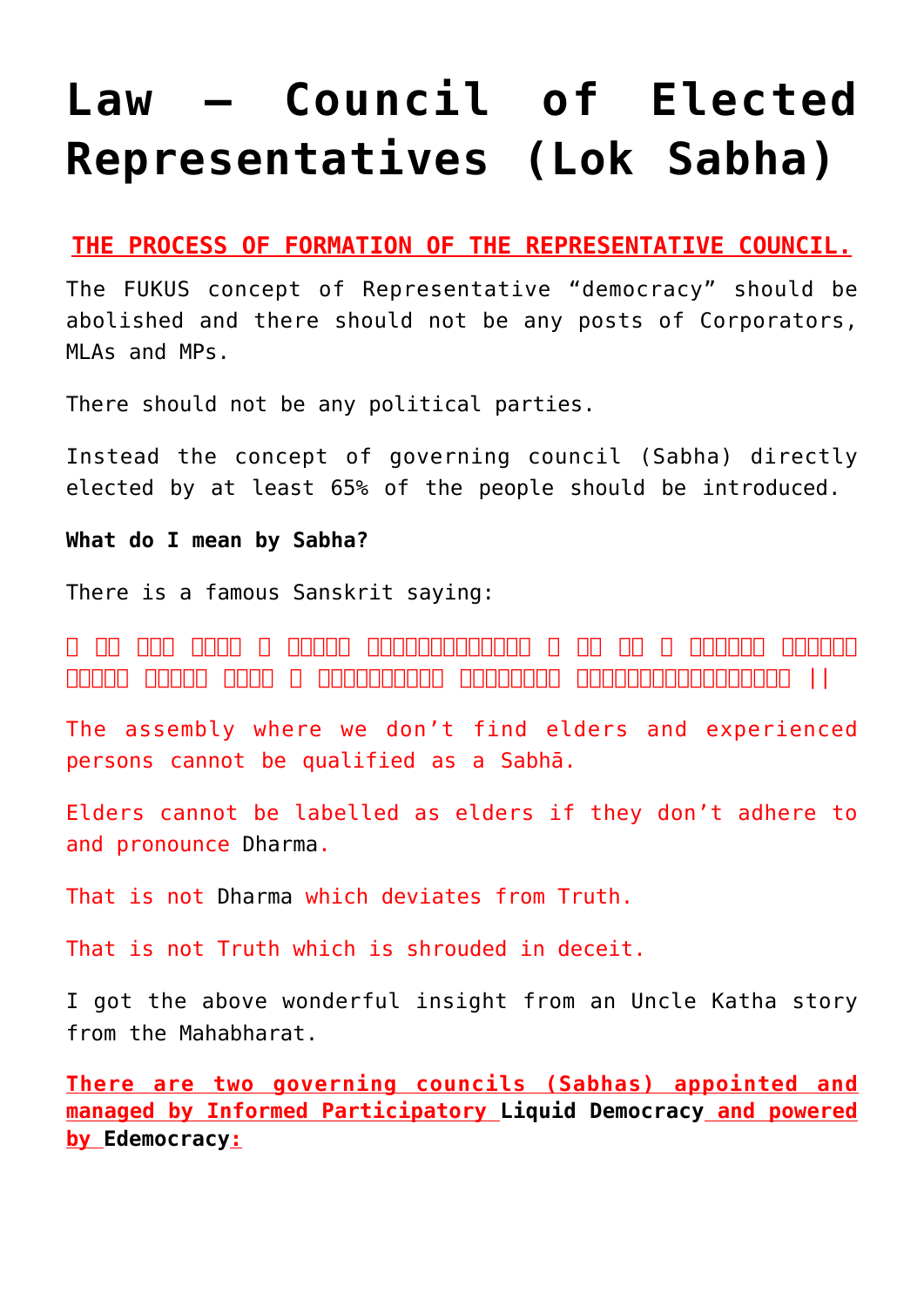# Law – Council of Elected Representatives (Lok Sabha)

**THE PROCESS OF FORMATION OF THE REPRESENTATIVE COUNCIL.**

The FUKUS concept of Representative "democracy" should be abolished and there should not be any posts of Corporators, MLAs and MPs.

There should not be any political parties.

Instead the concept of governing council (Sabha) directly elected by at least 65% of the people should be introduced.

**What do I mean by Sabha?**

There is a famous Sanskrit saying:

□ □□ □□□ □□□□ □ □□□□□ □□□□□□□□□□□□ □ □□ □□ □ □□□□□□ □□□□□□ □□□□□ □□□□□ □□□□ □ □□□□□□□□□ □□□□□□□□ □□□□□□□□□□□□□□□□ ||

The assembly where we don't find elders and experienced persons cannot be qualified as a Sabhā.

Elders cannot be labelled as elders if they don't adhere to and pronounce Dharma.

That is not Dharma which deviates from Truth.

That is not Truth which is shrouded in deceit.

I got the above wonderful insight from an Uncle Katha story from the Mahabharat.

**There are two governing councils (Sabhas) appointed and managed by Informed Participatory Liquid Democracy and powered by Edemocracy:**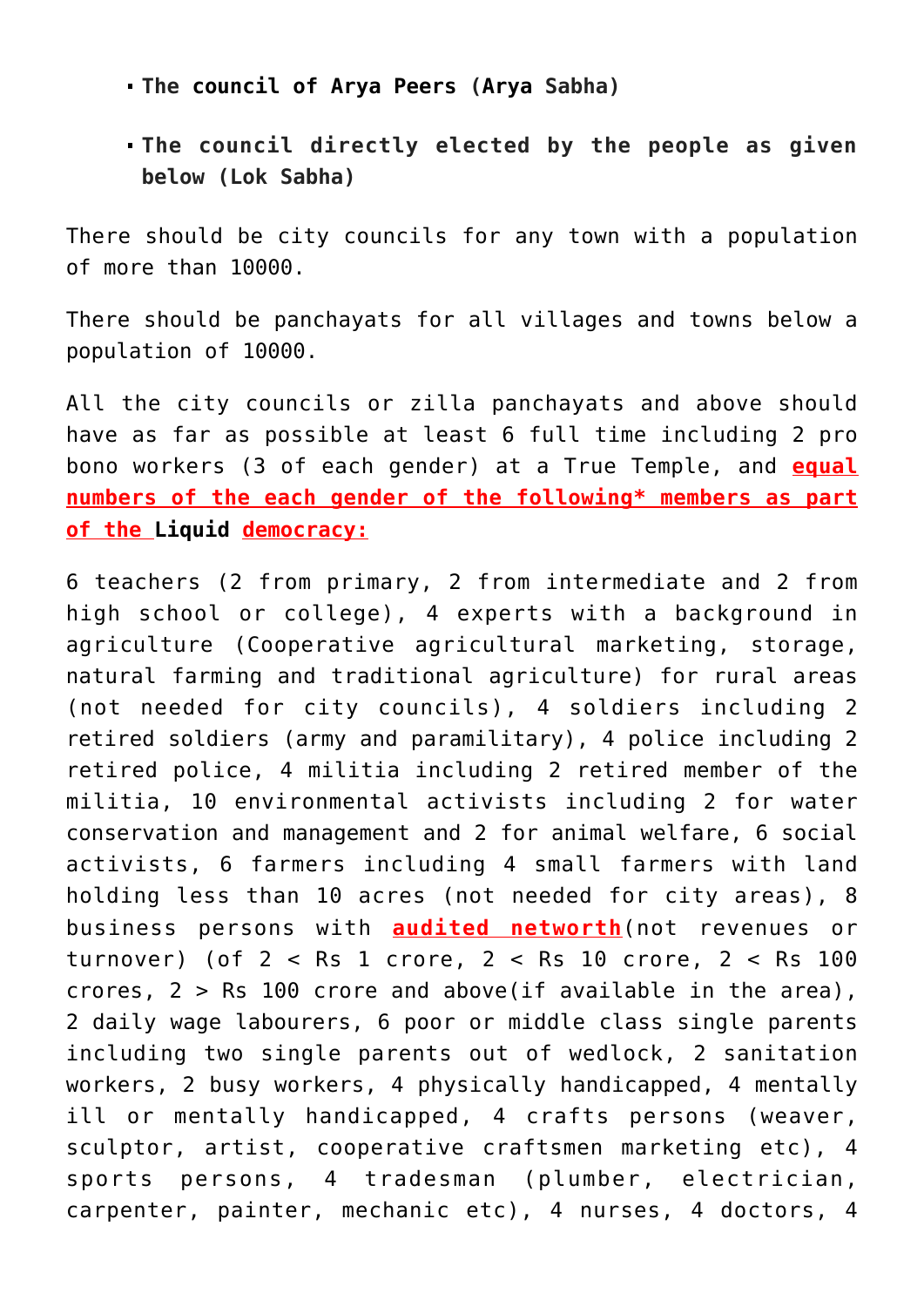- **The council of Arya Peers (Arya Sabha)**
- **The council directly elected by the people as given below (Lok Sabha)**

There should be city councils for any town with a population of more than 10000.

There should be panchayats for all villages and towns below a population of 10000.

All the city councils or zilla panchayats and above should have as far as possible at least 6 full time including 2 pro bono workers (3 of each gender) at a True Temple, and **equal numbers of the each gender of the following* members as part of the Liquid democracy:**

6 teachers (2 from primary, 2 from intermediate and 2 from high school or college), 4 experts with a background in agriculture (Cooperative agricultural marketing, storage, natural farming and traditional agriculture) for rural areas (not needed for city councils), 4 soldiers including 2 retired soldiers (army and paramilitary), 4 police including 2 retired police, 4 militia including 2 retired member of the militia, 10 environmental activists including 2 for water conservation and management and 2 for animal welfare, 6 social activists, 6 farmers including 4 small farmers with land holding less than 10 acres (not needed for city areas), 8 business persons with **audited networth**(not revenues or turnover) (of 2 < Rs 1 crore, 2 < Rs 10 crore, 2 < Rs 100 crores, 2 > Rs 100 crore and above(if available in the area), 2 daily wage labourers, 6 poor or middle class single parents including two single parents out of wedlock, 2 sanitation workers, 2 busy workers, 4 physically handicapped, 4 mentally ill or mentally handicapped, 4 crafts persons (weaver, sculptor, artist, cooperative craftsmen marketing etc), 4 sports persons, 4 tradesman (plumber, electrician, carpenter, painter, mechanic etc), 4 nurses, 4 doctors, 4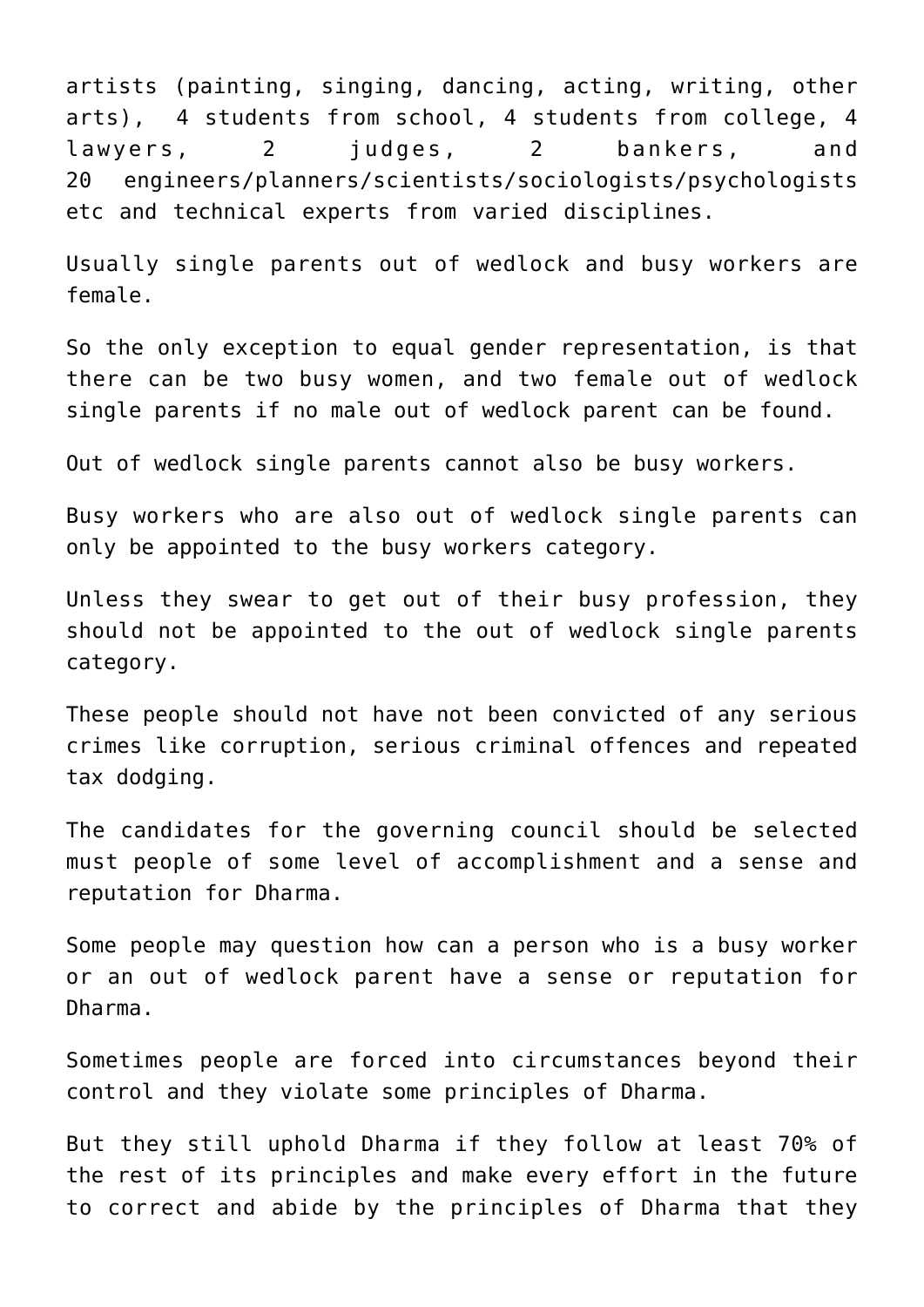artists (painting, singing, dancing, acting, writing, other arts), 4 students from school, 4 students from college, 4 lawyers, 2 judges, 2 bankers, and 20 engineers/planners/scientists/sociologists/psychologists etc and technical experts from varied disciplines.

Usually single parents out of wedlock and busy workers are female.

So the only exception to equal gender representation, is that there can be two busy women, and two female out of wedlock single parents if no male out of wedlock parent can be found.

Out of wedlock single parents cannot also be busy workers.

Busy workers who are also out of wedlock single parents can only be appointed to the busy workers category.

Unless they swear to get out of their busy profession, they should not be appointed to the out of wedlock single parents category.

These people should not have not been convicted of any serious crimes like corruption, serious criminal offences and repeated tax dodging.

The candidates for the governing council should be selected must people of some level of accomplishment and a sense and reputation for Dharma.

Some people may question how can a person who is a busy worker or an out of wedlock parent have a sense or reputation for Dharma.

Sometimes people are forced into circumstances beyond their control and they violate some principles of Dharma.

But they still uphold Dharma if they follow at least 70% of the rest of its principles and make every effort in the future to correct and abide by the principles of Dharma that they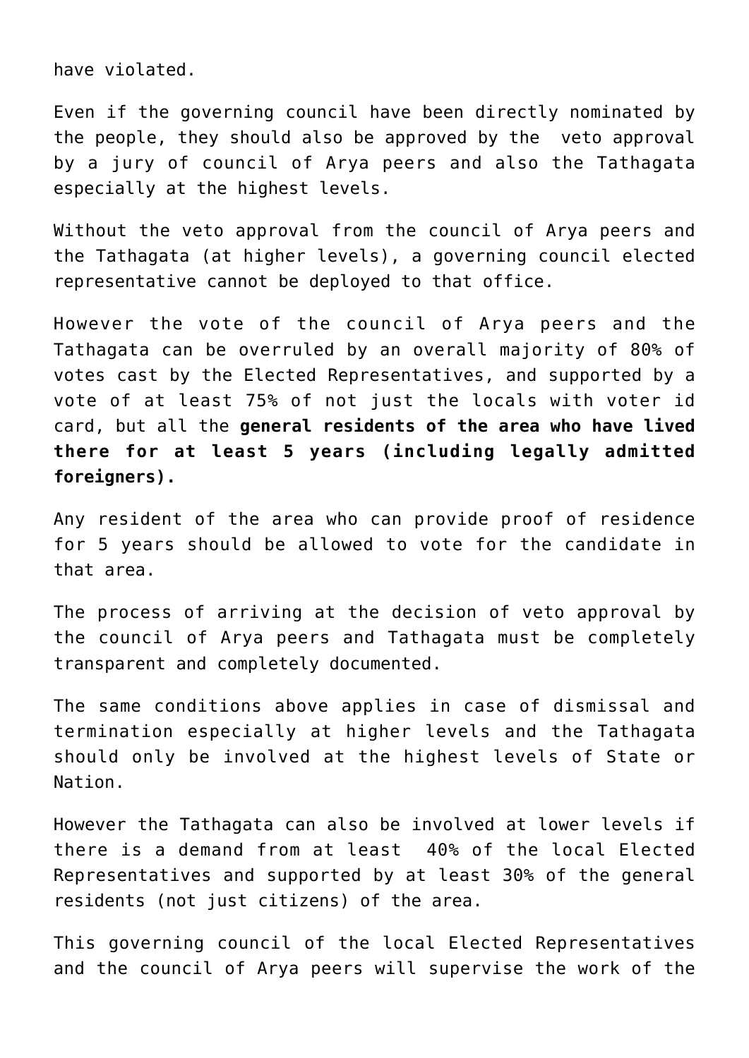have violated.

Even if the governing council have been directly nominated by the people, they should also be approved by the  veto approval by a jury of council of Arya peers and also the Tathagata especially at the highest levels.

Without the veto approval from the council of Arya peers and the Tathagata (at higher levels), a governing council elected representative cannot be deployed to that office.

However the vote of the council of Arya peers and the Tathagata can be overruled by an overall majority of 80% of votes cast by the Elected Representatives, and supported by a vote of at least 75% of not just the locals with voter id card, but all the **general residents of the area who have lived there for at least 5 years (including legally admitted foreigners).**

Any resident of the area who can provide proof of residence for 5 years should be allowed to vote for the candidate in that area.

The process of arriving at the decision of veto approval by the council of Arya peers and Tathagata must be completely transparent and completely documented.

The same conditions above applies in case of dismissal and termination especially at higher levels and the Tathagata should only be involved at the highest levels of State or Nation.

However the Tathagata can also be involved at lower levels if there is a demand from at least  40% of the local Elected Representatives and supported by at least 30% of the general residents (not just citizens) of the area.

This governing council of the local Elected Representatives and the council of Arya peers will supervise the work of the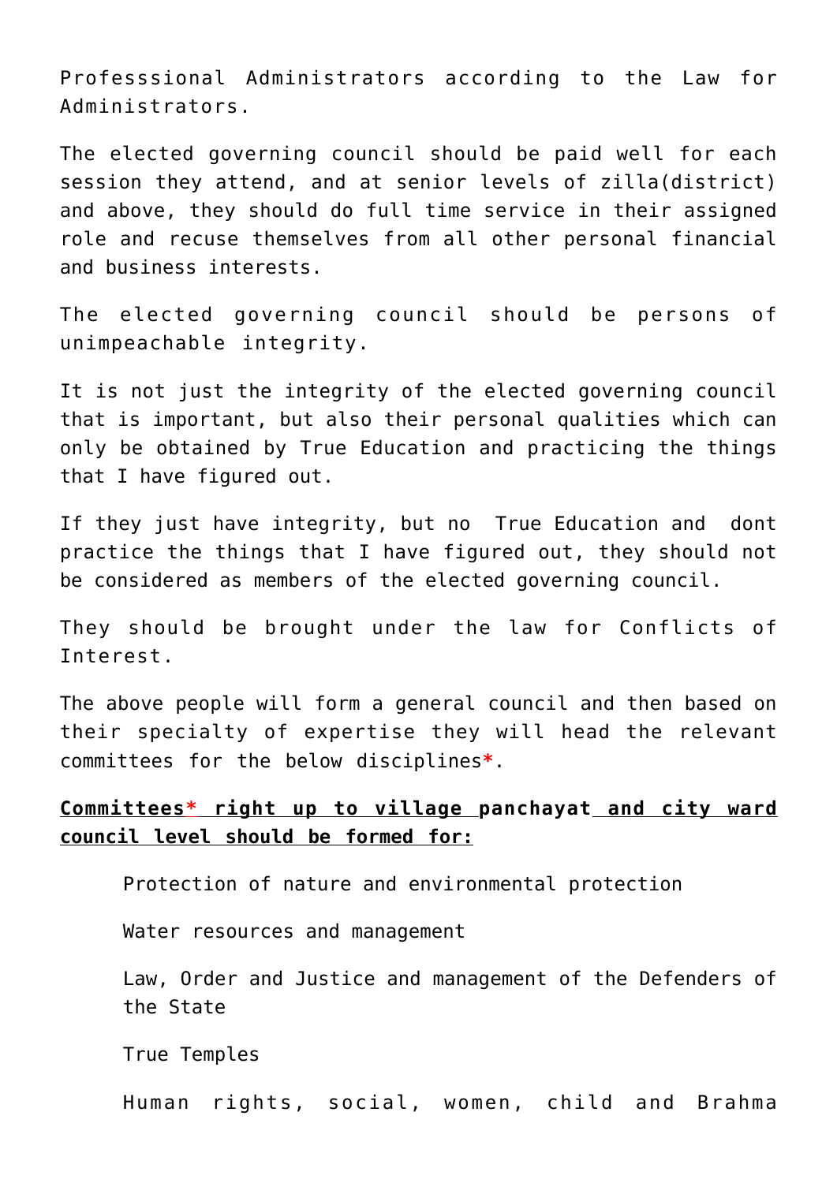Professsional Administrators according to the Law for Administrators.

The elected governing council should be paid well for each session they attend, and at senior levels of zilla(district) and above, they should do full time service in their assigned role and recuse themselves from all other personal financial and business interests.

The elected governing council should be persons of unimpeachable integrity.

It is not just the integrity of the elected governing council that is important, but also their personal qualities which can only be obtained by True Education and practicing the things that I have figured out.

If they just have integrity, but no True Education and dont practice the things that I have figured out, they should not be considered as members of the elected governing council.

They should be brought under the law for Conflicts of Interest.

The above people will form a general council and then based on their specialty of expertise they will head the relevant committees for the below disciplines*.

**Committees* right up to village panchayat and city ward council level should be formed for:**

- Protection of nature and environmental protection
- Water resources and management
- Law, Order and Justice and management of the Defenders of the State
- True Temples
- Human rights, social, women, child and Brahma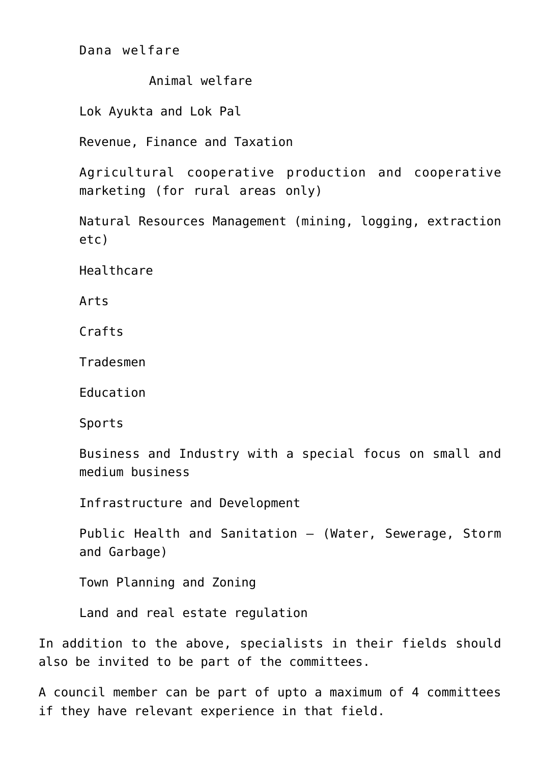Dana welfare

Animal welfare

Lok Ayukta and Lok Pal

Revenue, Finance and Taxation

Agricultural cooperative production and cooperative marketing (for rural areas only)

Natural Resources Management (mining, logging, extraction etc)

Healthcare

Arts

Crafts

Tradesmen

Education

Sports

Business and Industry with a special focus on small and medium business

Infrastructure and Development

Public Health and Sanitation – (Water, Sewerage, Storm and Garbage)

Town Planning and Zoning

Land and real estate regulation

In addition to the above, specialists in their fields should also be invited to be part of the committees.

A council member can be part of upto a maximum of 4 committees if they have relevant experience in that field.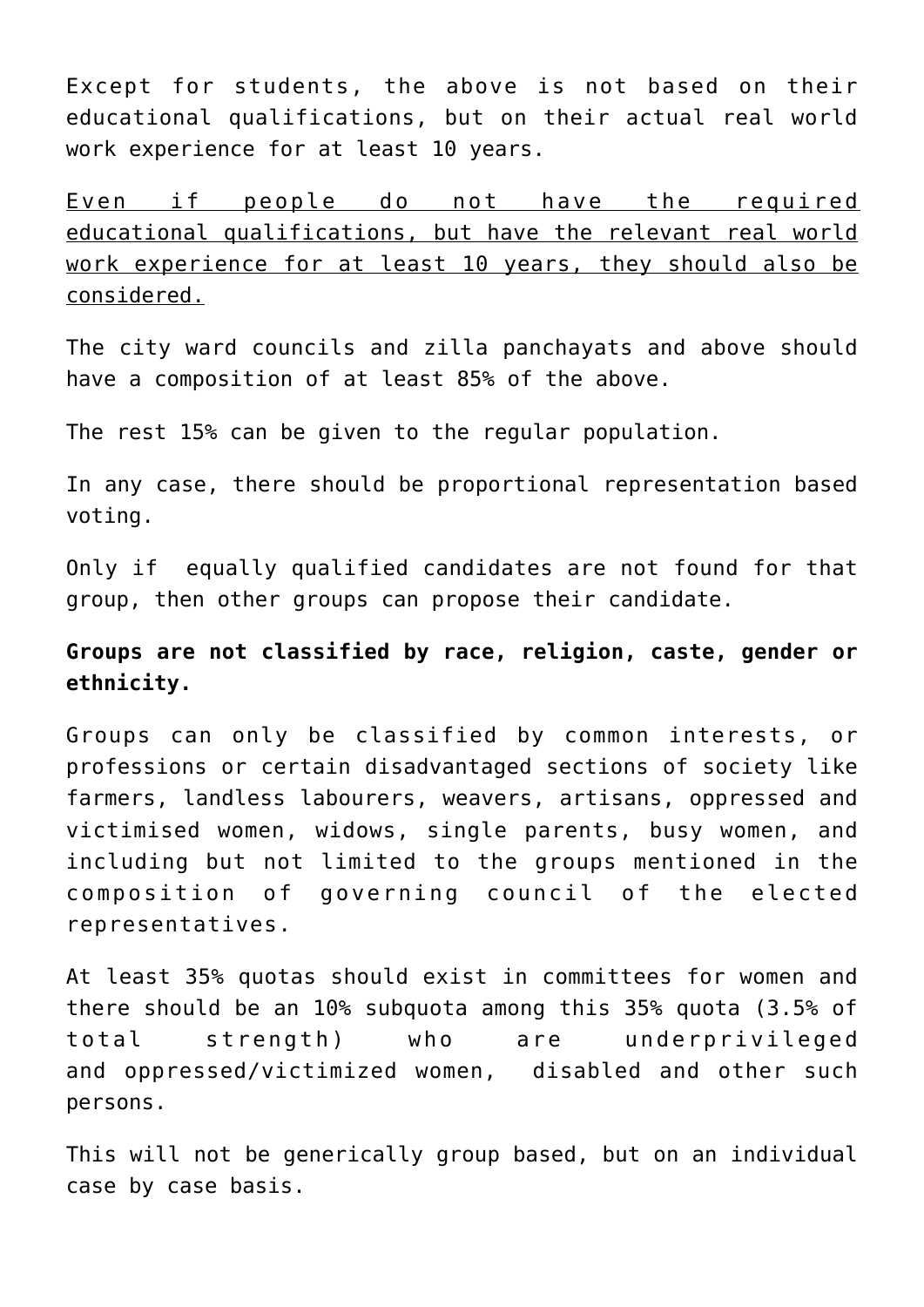Except for students, the above is not based on their educational qualifications, but on their actual real world work experience for at least 10 years.

<u>Even if people do not have the required educational qualifications, but have the relevant real world work experience for at least 10 years, they should also be considered.</u>

The city ward councils and zilla panchayats and above should have a composition of at least 85% of the above.

The rest 15% can be given to the regular population.

In any case, there should be proportional representation based voting.

Only if equally qualified candidates are not found for that group, then other groups can propose their candidate.

**Groups are not classified by race, religion, caste, gender or ethnicity.**

Groups can only be classified by common interests, or professions or certain disadvantaged sections of society like farmers, landless labourers, weavers, artisans, oppressed and victimised women, widows, single parents, busy women, and including but not limited to the groups mentioned in the composition of governing council of the elected representatives.

At least 35% quotas should exist in committees for women and there should be an 10% subquota among this 35% quota (3.5% of total strength) who are underprivileged and oppressed/victimized women, disabled and other such persons.

This will not be generically group based, but on an individual case by case basis.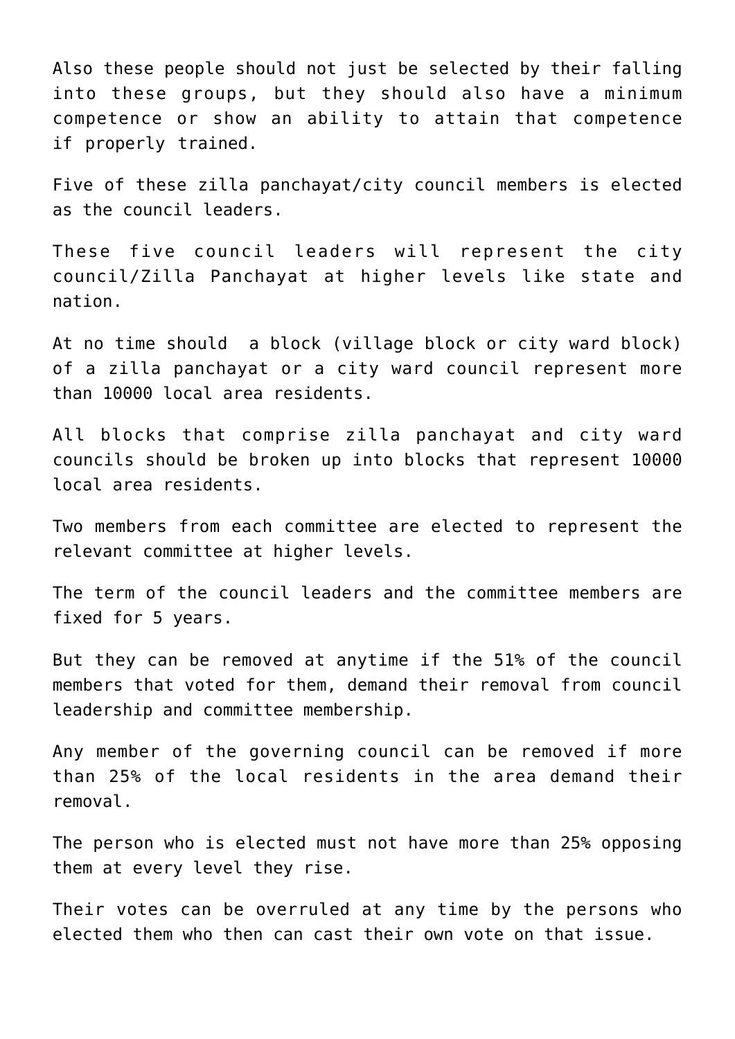Also these people should not just be selected by their falling into these groups, but they should also have a minimum competence or show an ability to attain that competence if properly trained.

Five of these zilla panchayat/city council members is elected as the council leaders.

These five council leaders will represent the city council/Zilla Panchayat at higher levels like state and nation.

At no time should  a block (village block or city ward block) of a zilla panchayat or a city ward council represent more than 10000 local area residents.

All blocks that comprise zilla panchayat and city ward councils should be broken up into blocks that represent 10000 local area residents.

Two members from each committee are elected to represent the relevant committee at higher levels.

The term of the council leaders and the committee members are fixed for 5 years.

But they can be removed at anytime if the 51% of the council members that voted for them, demand their removal from council leadership and committee membership.

Any member of the governing council can be removed if more than 25% of the local residents in the area demand their removal.

The person who is elected must not have more than 25% opposing them at every level they rise.

Their votes can be overruled at any time by the persons who elected them who then can cast their own vote on that issue.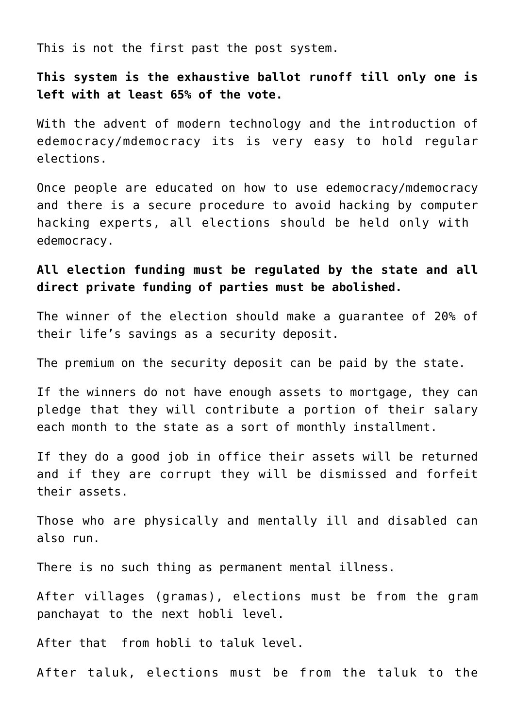This is not the first past the post system.

**This system is the exhaustive ballot runoff till only one is left with at least 65% of the vote.**

With the advent of modern technology and the introduction of edemocracy/mdemocracy its is very easy to hold regular elections.

Once people are educated on how to use edemocracy/mdemocracy and there is a secure procedure to avoid hacking by computer hacking experts, all elections should be held only with edemocracy.

**All election funding must be regulated by the state and all direct private funding of parties must be abolished.**

The winner of the election should make a guarantee of 20% of their life's savings as a security deposit.

The premium on the security deposit can be paid by the state.

If the winners do not have enough assets to mortgage, they can pledge that they will contribute a portion of their salary each month to the state as a sort of monthly installment.

If they do a good job in office their assets will be returned and if they are corrupt they will be dismissed and forfeit their assets.

Those who are physically and mentally ill and disabled can also run.

There is no such thing as permanent mental illness.

After villages (gramas), elections must be from the gram panchayat to the next hobli level.

After that from hobli to taluk level.

After taluk, elections must be from the taluk to the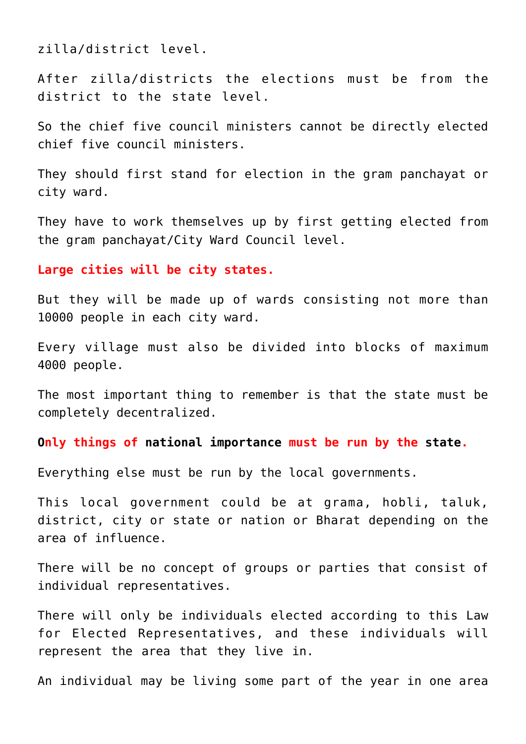zilla/district level.

After zilla/districts the elections must be from the district to the state level.

So the chief five council ministers cannot be directly elected chief five council ministers.

They should first stand for election in the gram panchayat or city ward.

They have to work themselves up by first getting elected from the gram panchayat/City Ward Council level.

**Large cities will be city states.**

But they will be made up of wards consisting not more than 10000 people in each city ward.

Every village must also be divided into blocks of maximum 4000 people.

The most important thing to remember is that the state must be completely decentralized.

**Only things of national importance must be run by the state.**

Everything else must be run by the local governments.

This local government could be at grama, hobli, taluk, district, city or state or nation or Bharat depending on the area of influence.

There will be no concept of groups or parties that consist of individual representatives.

There will only be individuals elected according to this Law for Elected Representatives, and these individuals will represent the area that they live in.

An individual may be living some part of the year in one area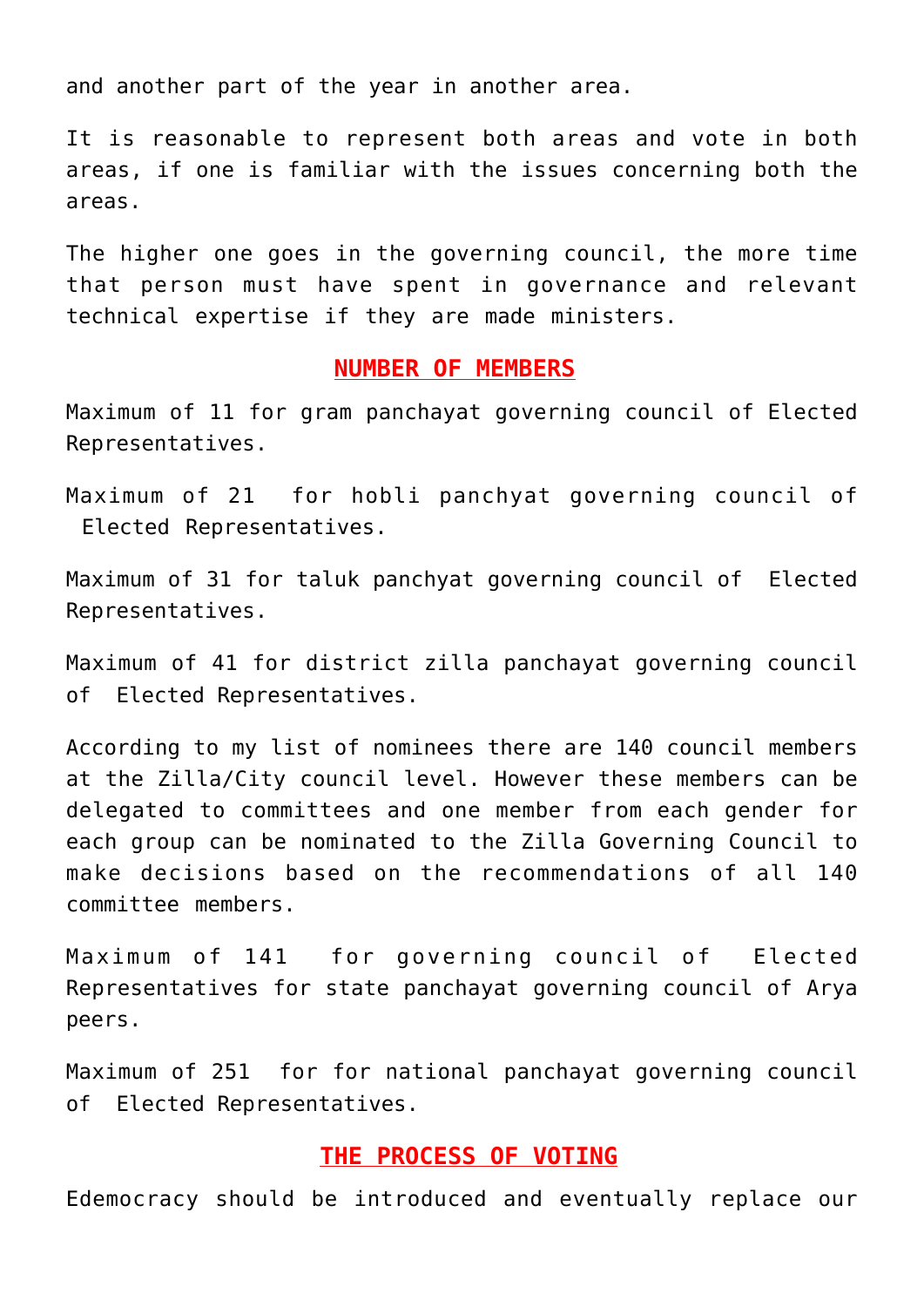and another part of the year in another area.

It is reasonable to represent both areas and vote in both areas, if one is familiar with the issues concerning both the areas.

The higher one goes in the governing council, the more time that person must have spent in governance and relevant technical expertise if they are made ministers.

## NUMBER OF MEMBERS

Maximum of 11 for gram panchayat governing council of Elected Representatives.

Maximum of 21 for hobli panchyat governing council of Elected Representatives.

Maximum of 31 for taluk panchyat governing council of Elected Representatives.

Maximum of 41 for district zilla panchayat governing council of Elected Representatives.

According to my list of nominees there are 140 council members at the Zilla/City council level. However these members can be delegated to committees and one member from each gender for each group can be nominated to the Zilla Governing Council to make decisions based on the recommendations of all 140 committee members.

Maximum of 141 for governing council of Elected Representatives for state panchayat governing council of Arya peers.

Maximum of 251 for for national panchayat governing council of Elected Representatives.

## THE PROCESS OF VOTING

Edemocracy should be introduced and eventually replace our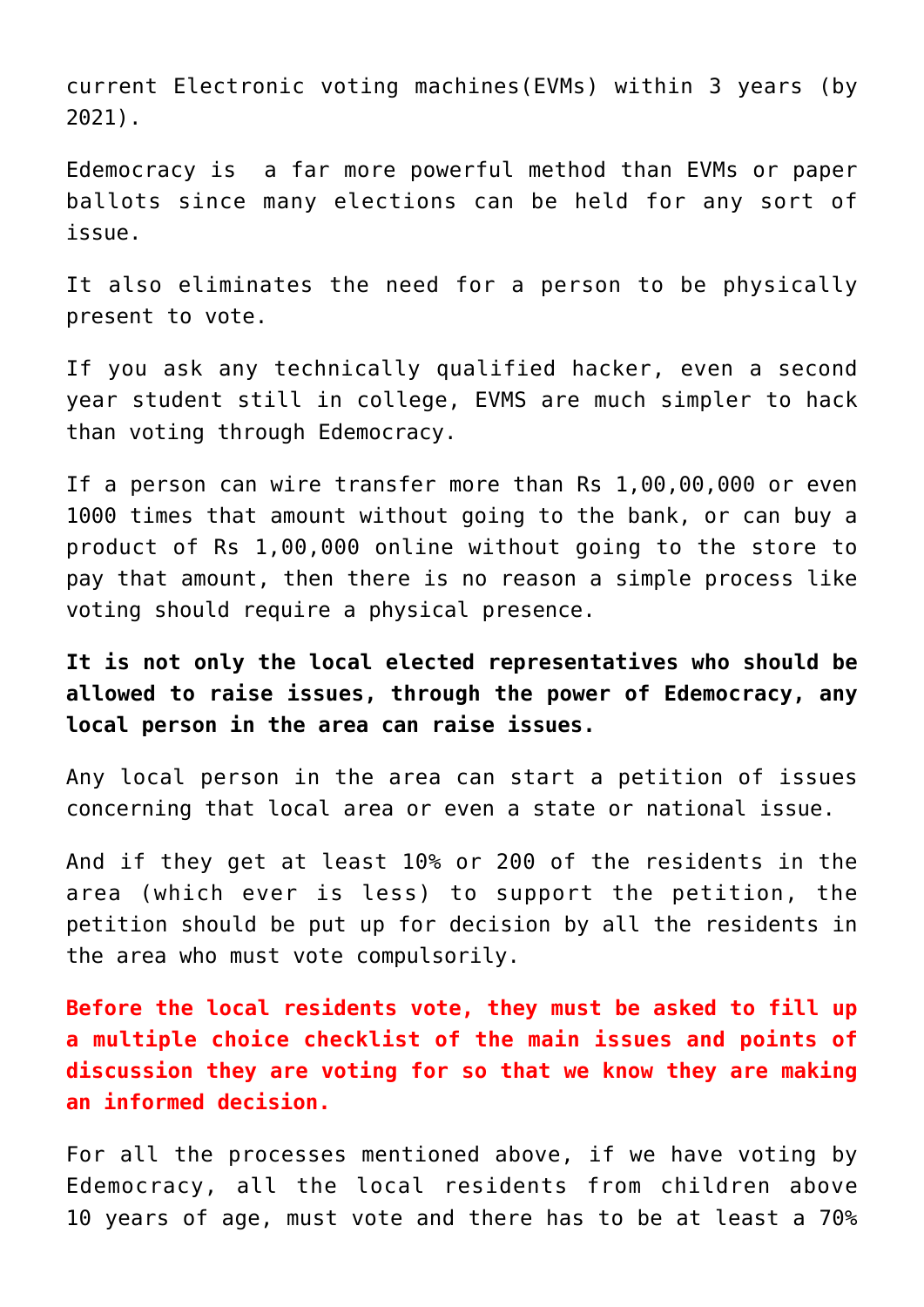current Electronic voting machines(EVMs) within 3 years (by 2021).

Edemocracy is a far more powerful method than EVMs or paper ballots since many elections can be held for any sort of issue.

It also eliminates the need for a person to be physically present to vote.

If you ask any technically qualified hacker, even a second year student still in college, EVMS are much simpler to hack than voting through Edemocracy.

If a person can wire transfer more than Rs 1,00,00,000 or even 1000 times that amount without going to the bank, or can buy a product of Rs 1,00,000 online without going to the store to pay that amount, then there is no reason a simple process like voting should require a physical presence.

**It is not only the local elected representatives who should be allowed to raise issues, through the power of Edemocracy, any local person in the area can raise issues.**

Any local person in the area can start a petition of issues concerning that local area or even a state or national issue.

And if they get at least 10% or 200 of the residents in the area (which ever is less) to support the petition, the petition should be put up for decision by all the residents in the area who must vote compulsorily.

**Before the local residents vote, they must be asked to fill up a multiple choice checklist of the main issues and points of discussion they are voting for so that we know they are making an informed decision.**

For all the processes mentioned above, if we have voting by Edemocracy, all the local residents from children above 10 years of age, must vote and there has to be at least a 70%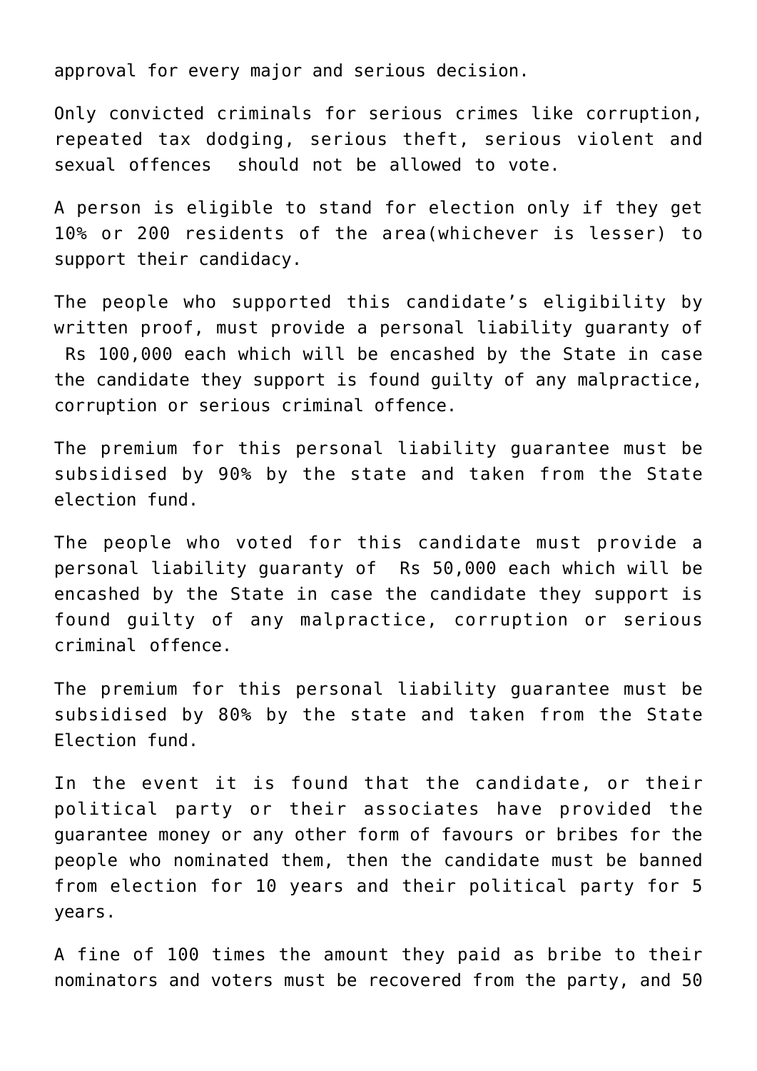approval for every major and serious decision.

Only convicted criminals for serious crimes like corruption, repeated tax dodging, serious theft, serious violent and sexual offences should not be allowed to vote.

A person is eligible to stand for election only if they get 10% or 200 residents of the area(whichever is lesser) to support their candidacy.

The people who supported this candidate's eligibility by written proof, must provide a personal liability guaranty of Rs 100,000 each which will be encashed by the State in case the candidate they support is found guilty of any malpractice, corruption or serious criminal offence.

The premium for this personal liability guarantee must be subsidised by 90% by the state and taken from the State election fund.

The people who voted for this candidate must provide a personal liability guaranty of Rs 50,000 each which will be encashed by the State in case the candidate they support is found guilty of any malpractice, corruption or serious criminal offence.

The premium for this personal liability guarantee must be subsidised by 80% by the state and taken from the State Election fund.

In the event it is found that the candidate, or their political party or their associates have provided the guarantee money or any other form of favours or bribes for the people who nominated them, then the candidate must be banned from election for 10 years and their political party for 5 years.

A fine of 100 times the amount they paid as bribe to their nominators and voters must be recovered from the party, and 50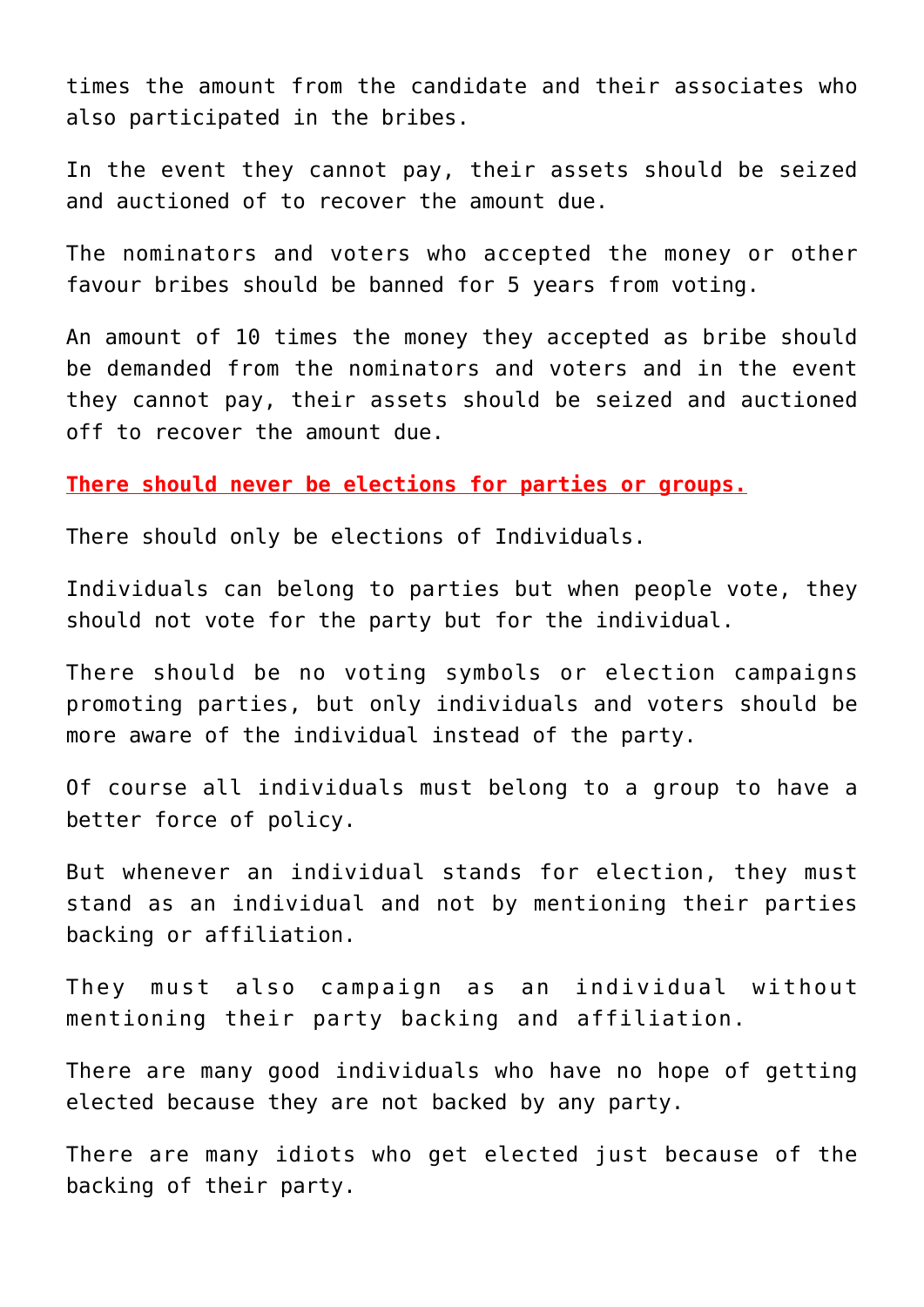times the amount from the candidate and their associates who also participated in the bribes.

In the event they cannot pay, their assets should be seized and auctioned of to recover the amount due.

The nominators and voters who accepted the money or other favour bribes should be banned for 5 years from voting.

An amount of 10 times the money they accepted as bribe should be demanded from the nominators and voters and in the event they cannot pay, their assets should be seized and auctioned off to recover the amount due.

**There should never be elections for parties or groups.**

There should only be elections of Individuals.

Individuals can belong to parties but when people vote, they should not vote for the party but for the individual.

There should be no voting symbols or election campaigns promoting parties, but only individuals and voters should be more aware of the individual instead of the party.

Of course all individuals must belong to a group to have a better force of policy.

But whenever an individual stands for election, they must stand as an individual and not by mentioning their parties backing or affiliation.

They must also campaign as an individual without mentioning their party backing and affiliation.

There are many good individuals who have no hope of getting elected because they are not backed by any party.

There are many idiots who get elected just because of the backing of their party.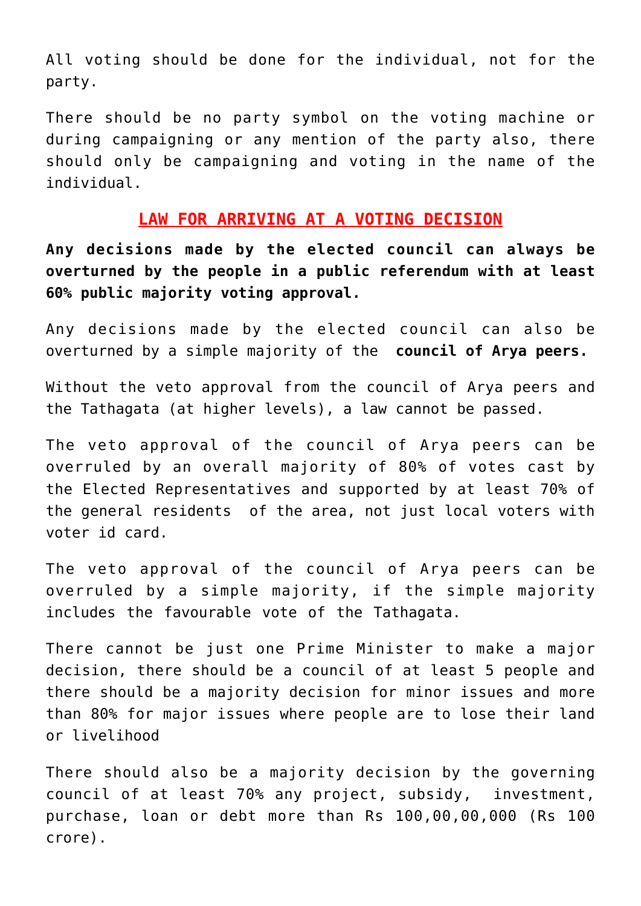All voting should be done for the individual, not for the party.

There should be no party symbol on the voting machine or during campaigning or any mention of the party also, there should only be campaigning and voting in the name of the individual.

## LAW FOR ARRIVING AT A VOTING DECISION

**Any decisions made by the elected council can always be overturned by the people in a public referendum with at least 60% public majority voting approval.**

Any decisions made by the elected council can also be overturned by a simple majority of the **council of Arya peers.**

Without the veto approval from the council of Arya peers and the Tathagata (at higher levels), a law cannot be passed.

The veto approval of the council of Arya peers can be overruled by an overall majority of 80% of votes cast by the Elected Representatives and supported by at least 70% of the general residents of the area, not just local voters with voter id card.

The veto approval of the council of Arya peers can be overruled by a simple majority, if the simple majority includes the favourable vote of the Tathagata.

There cannot be just one Prime Minister to make a major decision, there should be a council of at least 5 people and there should be a majority decision for minor issues and more than 80% for major issues where people are to lose their land or livelihood

There should also be a majority decision by the governing council of at least 70% any project, subsidy, investment, purchase, loan or debt more than Rs 100,00,00,000 (Rs 100 crore).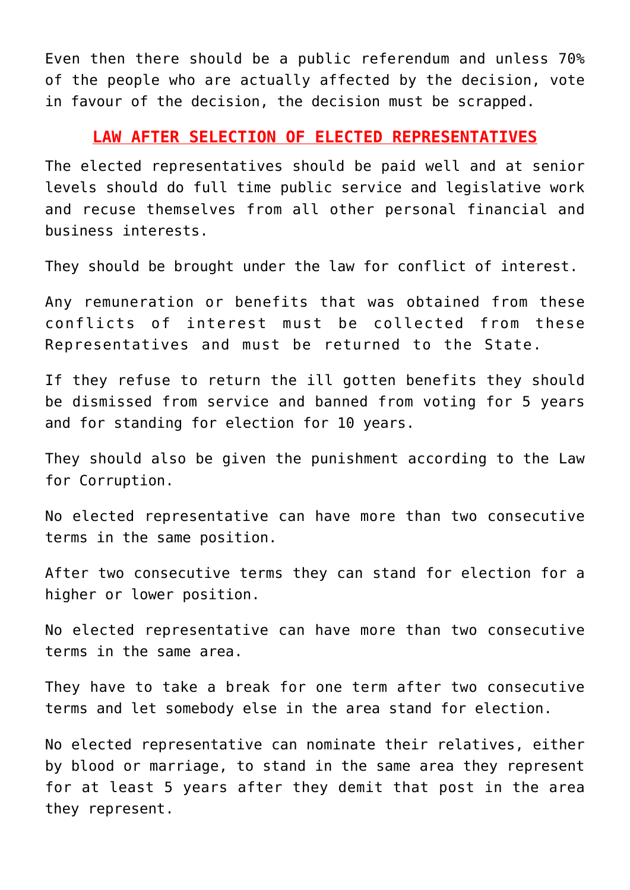Even then there should be a public referendum and unless 70% of the people who are actually affected by the decision, vote in favour of the decision, the decision must be scrapped.

## LAW AFTER SELECTION OF ELECTED REPRESENTATIVES

The elected representatives should be paid well and at senior levels should do full time public service and legislative work and recuse themselves from all other personal financial and business interests.

They should be brought under the law for conflict of interest.

Any remuneration or benefits that was obtained from these conflicts of interest must be collected from these Representatives and must be returned to the State.

If they refuse to return the ill gotten benefits they should be dismissed from service and banned from voting for 5 years and for standing for election for 10 years.

They should also be given the punishment according to the Law for Corruption.

No elected representative can have more than two consecutive terms in the same position.

After two consecutive terms they can stand for election for a higher or lower position.

No elected representative can have more than two consecutive terms in the same area.

They have to take a break for one term after two consecutive terms and let somebody else in the area stand for election.

No elected representative can nominate their relatives, either by blood or marriage, to stand in the same area they represent for at least 5 years after they demit that post in the area they represent.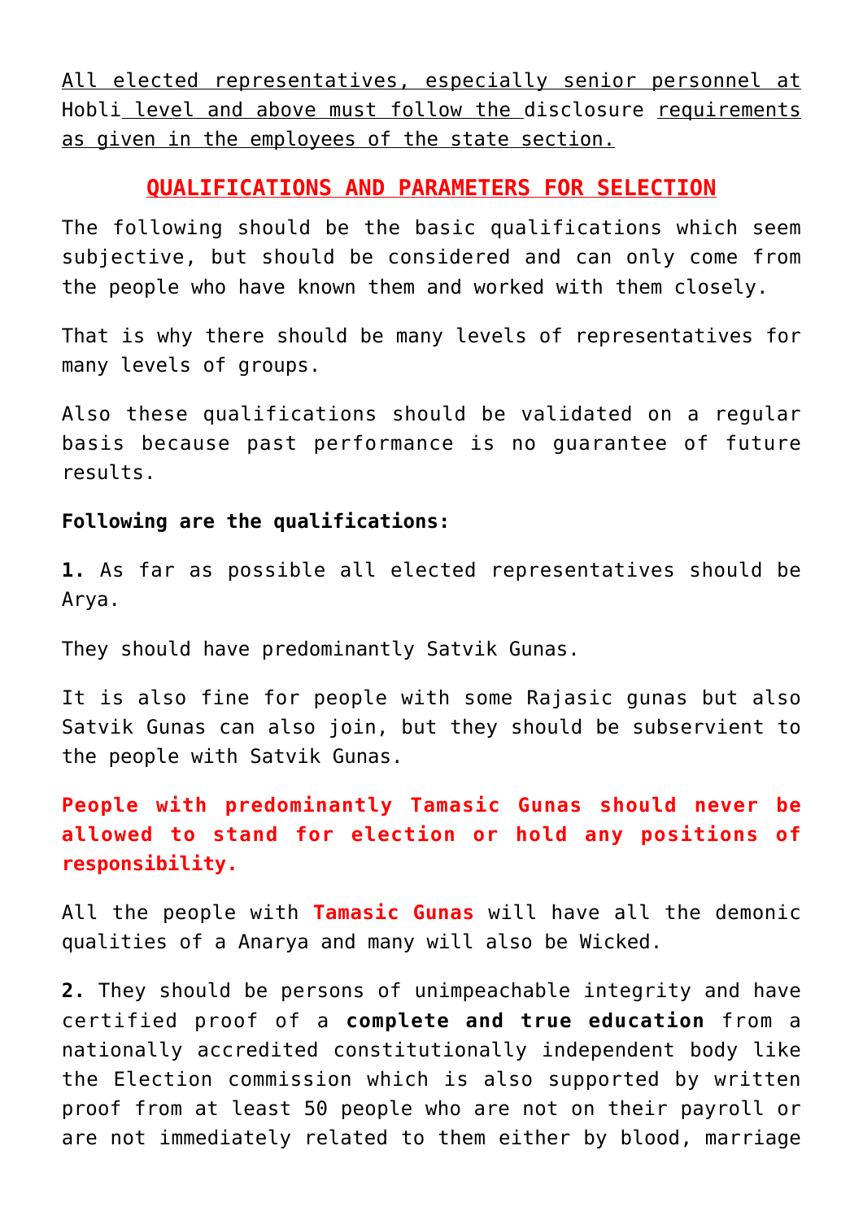All elected representatives, especially senior personnel at Hobli level and above must follow the disclosure requirements as given in the employees of the state section.

## QUALIFICATIONS AND PARAMETERS FOR SELECTION

The following should be the basic qualifications which seem subjective, but should be considered and can only come from the people who have known them and worked with them closely.

That is why there should be many levels of representatives for many levels of groups.

Also these qualifications should be validated on a regular basis because past performance is no guarantee of future results.

**Following are the qualifications:**

**1.** As far as possible all elected representatives should be Arya.

They should have predominantly Satvik Gunas.

It is also fine for people with some Rajasic gunas but also Satvik Gunas can also join, but they should be subservient to the people with Satvik Gunas.

**People with predominantly Tamasic Gunas should never be allowed to stand for election or hold any positions of responsibility.**

All the people with **Tamasic Gunas** will have all the demonic qualities of a Anarya and many will also be Wicked.

**2.** They should be persons of unimpeachable integrity and have certified proof of a **complete and true education** from a nationally accredited constitutionally independent body like the Election commission which is also supported by written proof from at least 50 people who are not on their payroll or are not immediately related to them either by blood, marriage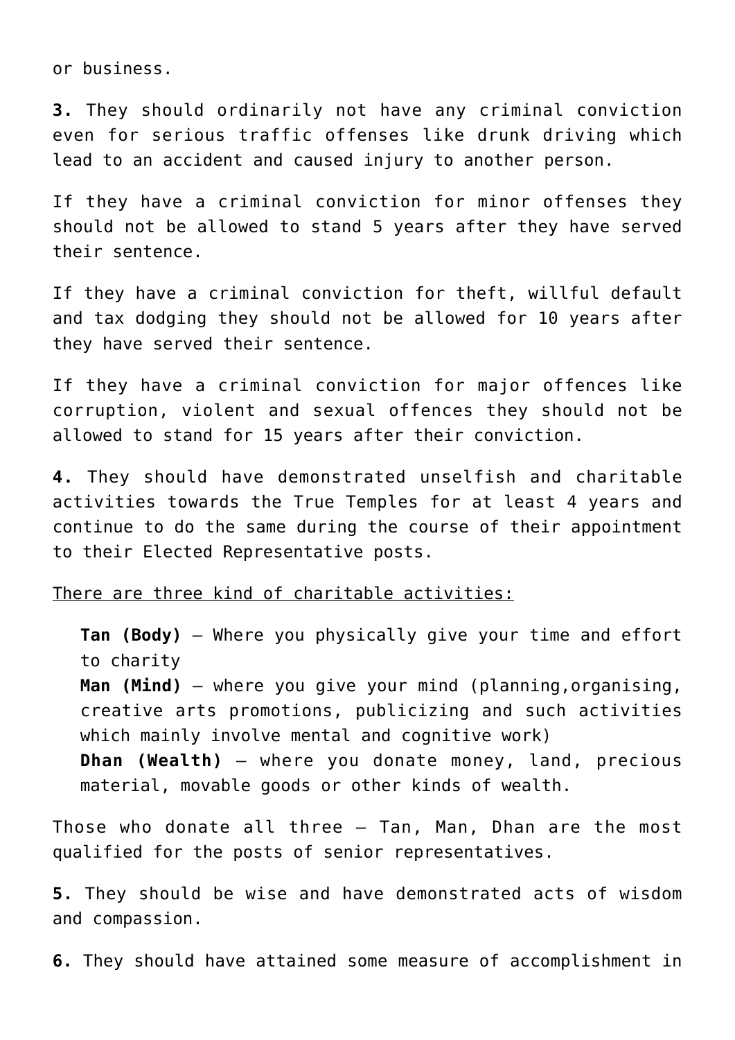or business.

**3.** They should ordinarily not have any criminal conviction even for serious traffic offenses like drunk driving which lead to an accident and caused injury to another person.

If they have a criminal conviction for minor offenses they should not be allowed to stand 5 years after they have served their sentence.

If they have a criminal conviction for theft, willful default and tax dodging they should not be allowed for 10 years after they have served their sentence.

If they have a criminal conviction for major offences like corruption, violent and sexual offences they should not be allowed to stand for 15 years after their conviction.

**4.** They should have demonstrated unselfish and charitable activities towards the True Temples for at least 4 years and continue to do the same during the course of their appointment to their Elected Representative posts.

<u>There are three kind of charitable activities:</u>

- **Tan (Body)** – Where you physically give your time and effort to charity
- **Man (Mind)** – where you give your mind (planning,organising, creative arts promotions, publicizing and such activities which mainly involve mental and cognitive work)
- **Dhan (Wealth)** – where you donate money, land, precious material, movable goods or other kinds of wealth.

Those who donate all three – Tan, Man, Dhan are the most qualified for the posts of senior representatives.

**5.** They should be wise and have demonstrated acts of wisdom and compassion.

**6.** They should have attained some measure of accomplishment in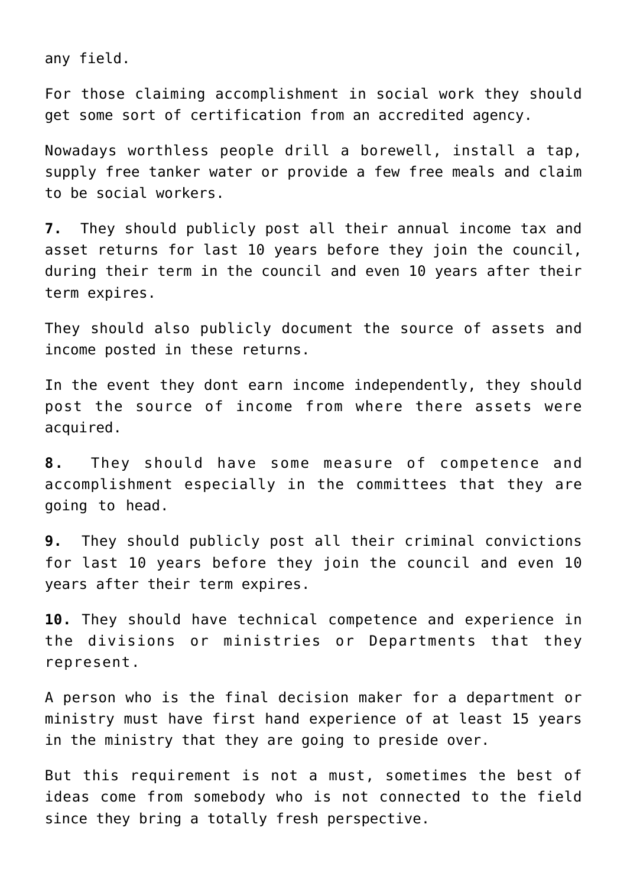any field.

For those claiming accomplishment in social work they should get some sort of certification from an accredited agency.

Nowadays worthless people drill a borewell, install a tap, supply free tanker water or provide a few free meals and claim to be social workers.

**7.** They should publicly post all their annual income tax and asset returns for last 10 years before they join the council, during their term in the council and even 10 years after their term expires.

They should also publicly document the source of assets and income posted in these returns.

In the event they dont earn income independently, they should post the source of income from where there assets were acquired.

**8.** They should have some measure of competence and accomplishment especially in the committees that they are going to head.

**9.** They should publicly post all their criminal convictions for last 10 years before they join the council and even 10 years after their term expires.

**10.** They should have technical competence and experience in the divisions or ministries or Departments that they represent.

A person who is the final decision maker for a department or ministry must have first hand experience of at least 15 years in the ministry that they are going to preside over.

But this requirement is not a must, sometimes the best of ideas come from somebody who is not connected to the field since they bring a totally fresh perspective.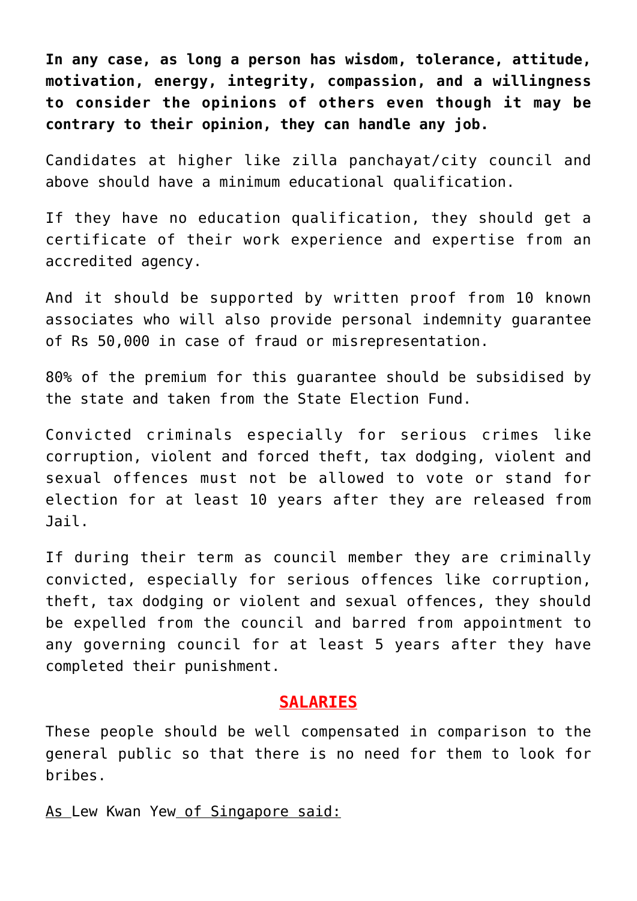**In any case, as long a person has wisdom, tolerance, attitude, motivation, energy, integrity, compassion, and a willingness to consider the opinions of others even though it may be contrary to their opinion, they can handle any job.**

Candidates at higher like zilla panchayat/city council and above should have a minimum educational qualification.

If they have no education qualification, they should get a certificate of their work experience and expertise from an accredited agency.

And it should be supported by written proof from 10 known associates who will also provide personal indemnity guarantee of Rs 50,000 in case of fraud or misrepresentation.

80% of the premium for this guarantee should be subsidised by the state and taken from the State Election Fund.

Convicted criminals especially for serious crimes like corruption, violent and forced theft, tax dodging, violent and sexual offences must not be allowed to vote or stand for election for at least 10 years after they are released from Jail.

If during their term as council member they are criminally convicted, especially for serious offences like corruption, theft, tax dodging or violent and sexual offences, they should be expelled from the council and barred from appointment to any governing council for at least 5 years after they have completed their punishment.

## SALARIES

These people should be well compensated in comparison to the general public so that there is no need for them to look for bribes.

As Lew Kwan Yew of Singapore said: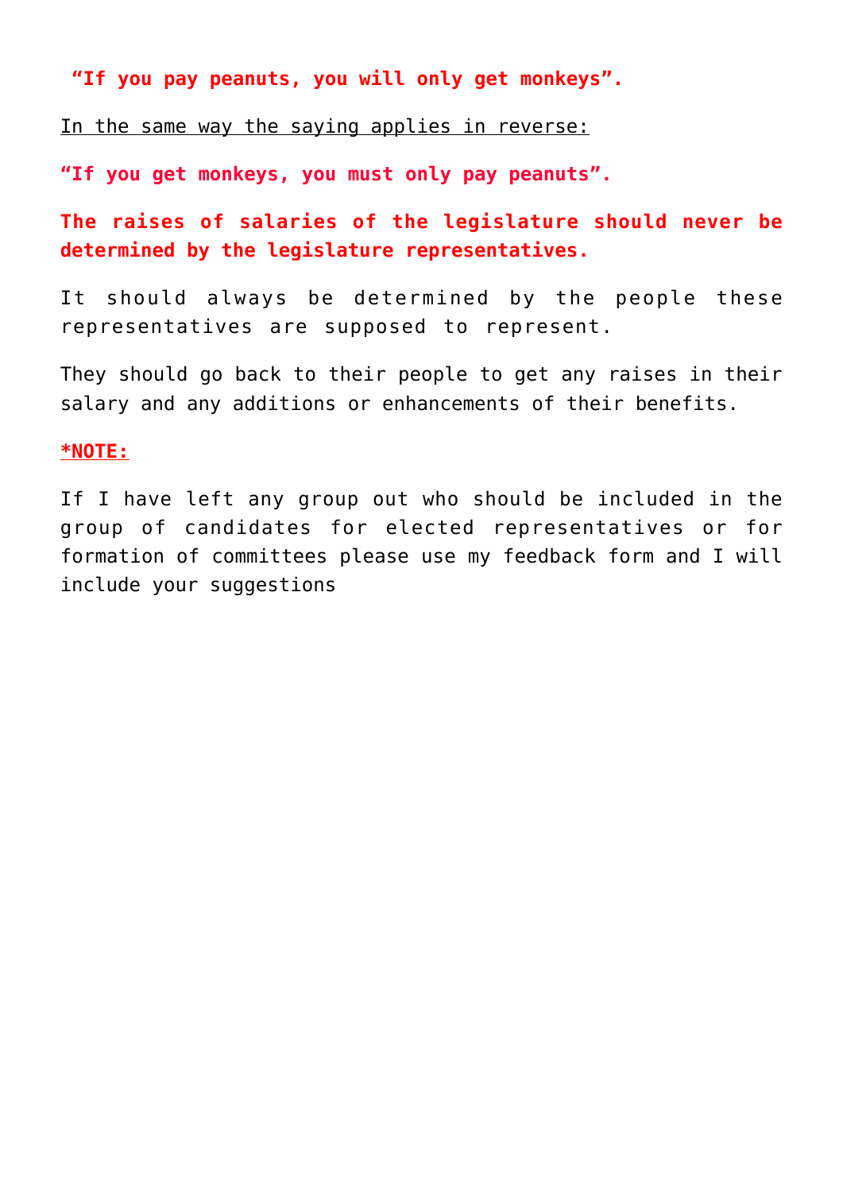**“If you pay peanuts, you will only get monkeys”.**

<u>In the same way the saying applies in reverse:</u>

**“If you get monkeys, you must only pay peanuts”.**

**The raises of salaries of the legislature should never be determined by the legislature representatives.**

It should always be determined by the people these representatives are supposed to represent.

They should go back to their people to get any raises in their salary and any additions or enhancements of their benefits.

**<u>*NOTE:</u>**

If I have left any group out who should be included in the group of candidates for elected representatives or for formation of committees please use my feedback form and I will include your suggestions